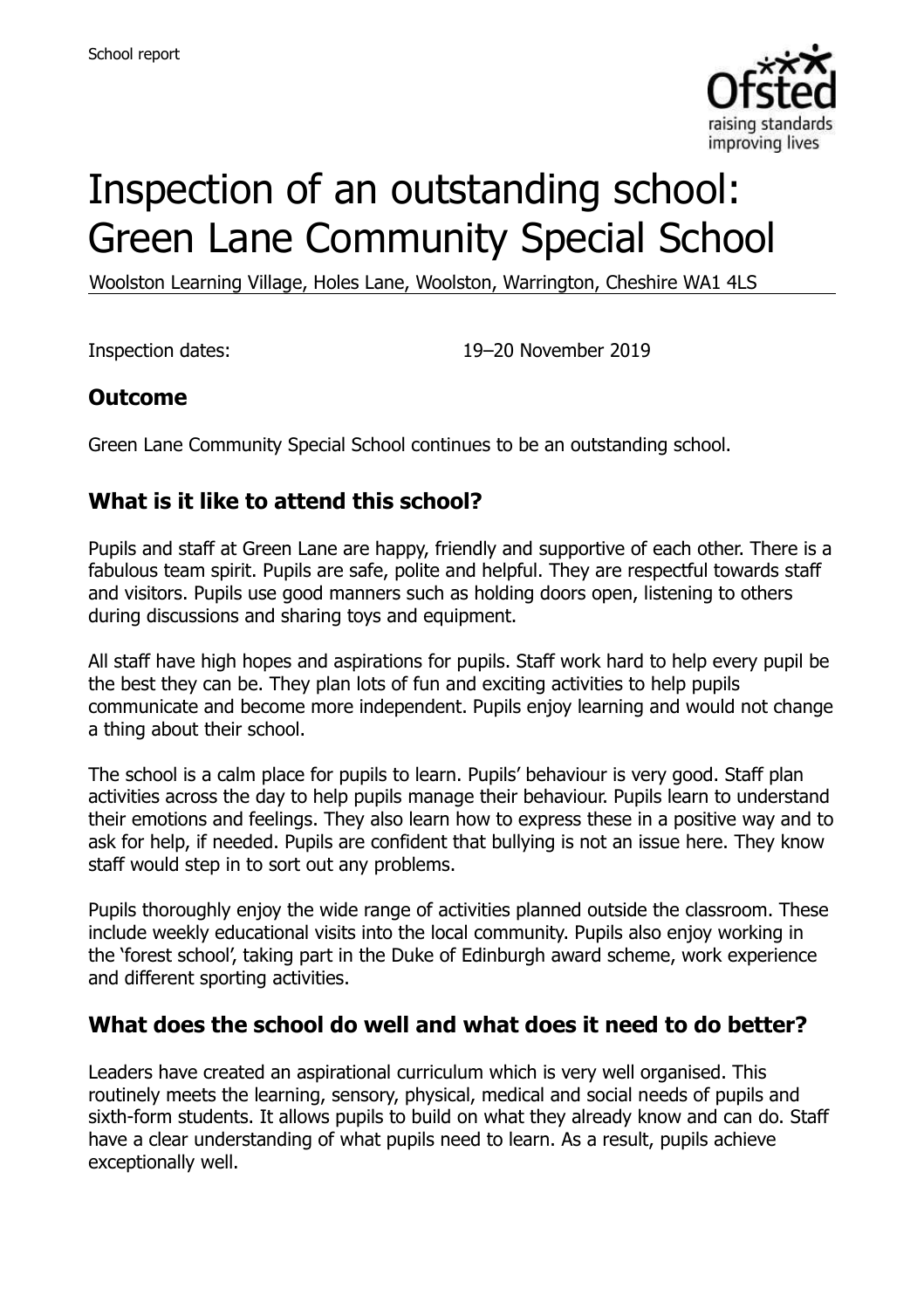# Inspection of an outstanding school: Green Lane Community Special School

Woolston Learning Village, Holes Lane, Woolston, Warrington, Cheshire WA1 4LS

Inspection dates: 19–20 November 2019

## Outcome

Green Lane Community Special School continues to be an outstanding school.

## What is it like to attend this school?

Pupils and staff at Green Lane are happy, friendly and supportive of each other. There is a fabulous team spirit. Pupils are safe, polite and helpful. They are respectful towards staff and visitors. Pupils use good manners such as holding doors open, listening to others during discussions and sharing toys and equipment.

All staff have high hopes and aspirations for pupils. Staff work hard to help every pupil be the best they can be. They plan lots of fun and exciting activities to help pupils communicate and become more independent. Pupils enjoy learning and would not change a thing about their school.

The school is a calm place for pupils to learn. Pupils' behaviour is very good. Staff plan activities across the day to help pupils manage their behaviour. Pupils learn to understand their emotions and feelings. They also learn how to express these in a positive way and to ask for help, if needed. Pupils are confident that bullying is not an issue here. They know staff would step in to sort out any problems.

Pupils thoroughly enjoy the wide range of activities planned outside the classroom. These include weekly educational visits into the local community. Pupils also enjoy working in the 'forest school', taking part in the Duke of Edinburgh award scheme, work experience and different sporting activities.

## What does the school do well and what does it need to do better?

Leaders have created an aspirational curriculum which is very well organised. This routinely meets the learning, sensory, physical, medical and social needs of pupils and sixth-form students. It allows pupils to build on what they already know and can do. Staff have a clear understanding of what pupils need to learn. As a result, pupils achieve exceptionally well.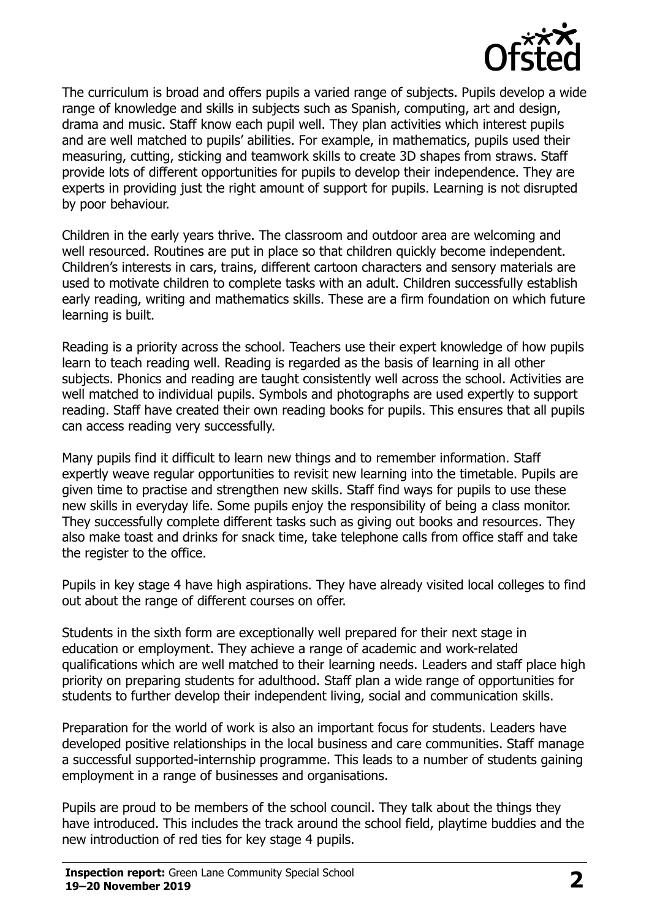The curriculum is broad and offers pupils a varied range of subjects. Pupils develop a wide range of knowledge and skills in subjects such as Spanish, computing, art and design, drama and music. Staff know each pupil well. They plan activities which interest pupils and are well matched to pupils' abilities. For example, in mathematics, pupils used their measuring, cutting, sticking and teamwork skills to create 3D shapes from straws. Staff provide lots of different opportunities for pupils to develop their independence. They are experts in providing just the right amount of support for pupils. Learning is not disrupted by poor behaviour.

Children in the early years thrive. The classroom and outdoor area are welcoming and well resourced. Routines are put in place so that children quickly become independent. Children's interests in cars, trains, different cartoon characters and sensory materials are used to motivate children to complete tasks with an adult. Children successfully establish early reading, writing and mathematics skills. These are a firm foundation on which future learning is built.

Reading is a priority across the school. Teachers use their expert knowledge of how pupils learn to teach reading well. Reading is regarded as the basis of learning in all other subjects. Phonics and reading are taught consistently well across the school. Activities are well matched to individual pupils. Symbols and photographs are used expertly to support reading. Staff have created their own reading books for pupils. This ensures that all pupils can access reading very successfully.

Many pupils find it difficult to learn new things and to remember information. Staff expertly weave regular opportunities to revisit new learning into the timetable. Pupils are given time to practise and strengthen new skills. Staff find ways for pupils to use these new skills in everyday life. Some pupils enjoy the responsibility of being a class monitor. They successfully complete different tasks such as giving out books and resources. They also make toast and drinks for snack time, take telephone calls from office staff and take the register to the office.

Pupils in key stage 4 have high aspirations. They have already visited local colleges to find out about the range of different courses on offer.

Students in the sixth form are exceptionally well prepared for their next stage in education or employment. They achieve a range of academic and work-related qualifications which are well matched to their learning needs. Leaders and staff place high priority on preparing students for adulthood. Staff plan a wide range of opportunities for students to further develop their independent living, social and communication skills.

Preparation for the world of work is also an important focus for students. Leaders have developed positive relationships in the local business and care communities. Staff manage a successful supported-internship programme. This leads to a number of students gaining employment in a range of businesses and organisations.

Pupils are proud to be members of the school council. They talk about the things they have introduced. This includes the track around the school field, playtime buddies and the new introduction of red ties for key stage 4 pupils.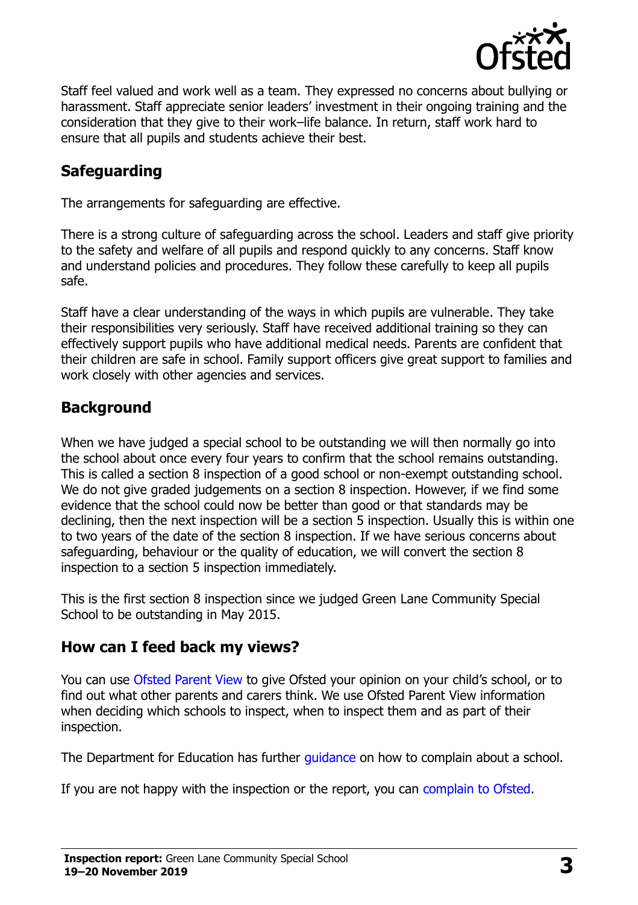Staff feel valued and work well as a team. They expressed no concerns about bullying or harassment. Staff appreciate senior leaders' investment in their ongoing training and the consideration that they give to their work–life balance. In return, staff work hard to ensure that all pupils and students achieve their best.

## Safeguarding

The arrangements for safeguarding are effective.

There is a strong culture of safeguarding across the school. Leaders and staff give priority to the safety and welfare of all pupils and respond quickly to any concerns. Staff know and understand policies and procedures. They follow these carefully to keep all pupils safe.

Staff have a clear understanding of the ways in which pupils are vulnerable. They take their responsibilities very seriously. Staff have received additional training so they can effectively support pupils who have additional medical needs. Parents are confident that their children are safe in school. Family support officers give great support to families and work closely with other agencies and services.

## Background

When we have judged a special school to be outstanding we will then normally go into the school about once every four years to confirm that the school remains outstanding. This is called a section 8 inspection of a good school or non-exempt outstanding school. We do not give graded judgements on a section 8 inspection. However, if we find some evidence that the school could now be better than good or that standards may be declining, then the next inspection will be a section 5 inspection. Usually this is within one to two years of the date of the section 8 inspection. If we have serious concerns about safeguarding, behaviour or the quality of education, we will convert the section 8 inspection to a section 5 inspection immediately.

This is the first section 8 inspection since we judged Green Lane Community Special School to be outstanding in May 2015.

## How can I feed back my views?

You can use Ofsted Parent View to give Ofsted your opinion on your child's school, or to find out what other parents and carers think. We use Ofsted Parent View information when deciding which schools to inspect, when to inspect them and as part of their inspection.

The Department for Education has further guidance on how to complain about a school.

If you are not happy with the inspection or the report, you can complain to Ofsted.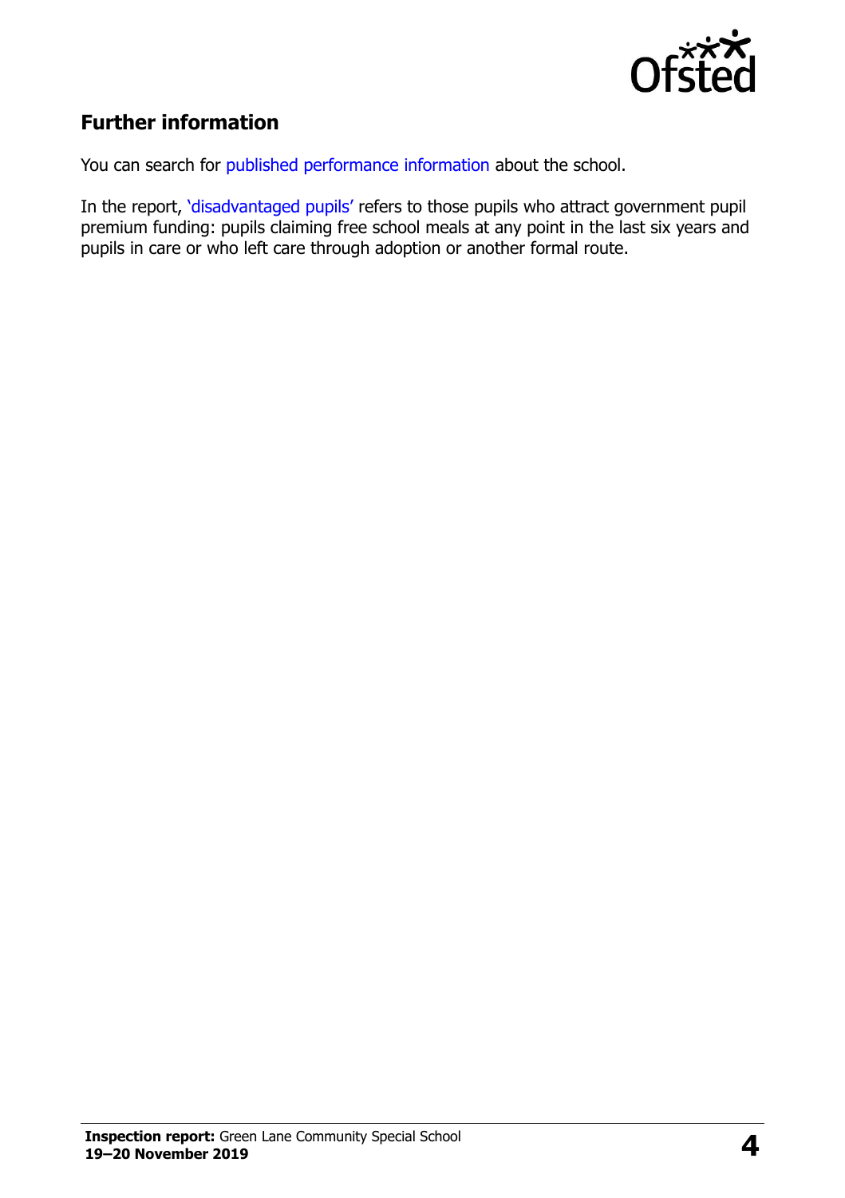## Further information

You can search for published performance information about the school.

In the report, 'disadvantaged pupils' refers to those pupils who attract government pupil premium funding: pupils claiming free school meals at any point in the last six years and pupils in care or who left care through adoption or another formal route.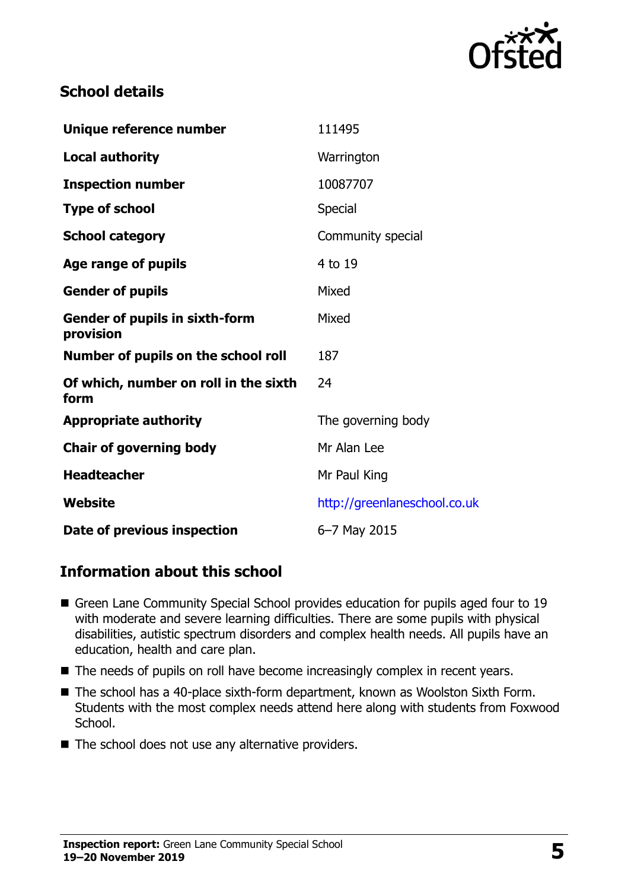## School details

| | |
|---|---|
| **Unique reference number** | 111495 |
| **Local authority** | Warrington |
| **Inspection number** | 10087707 |
| **Type of school** | Special |
| **School category** | Community special |
| **Age range of pupils** | 4 to 19 |
| **Gender of pupils** | Mixed |
| **Gender of pupils in sixth-form provision** | Mixed |
| **Number of pupils on the school roll** | 187 |
| **Of which, number on roll in the sixth form** | 24 |
| **Appropriate authority** | The governing body |
| **Chair of governing body** | Mr Alan Lee |
| **Headteacher** | Mr Paul King |
| **Website** | http://greenlaneschool.co.uk |
| **Date of previous inspection** | 6–7 May 2015 |

## Information about this school

- Green Lane Community Special School provides education for pupils aged four to 19 with moderate and severe learning difficulties. There are some pupils with physical disabilities, autistic spectrum disorders and complex health needs. All pupils have an education, health and care plan.
- The needs of pupils on roll have become increasingly complex in recent years.
- The school has a 40-place sixth-form department, known as Woolston Sixth Form. Students with the most complex needs attend here along with students from Foxwood School.
- The school does not use any alternative providers.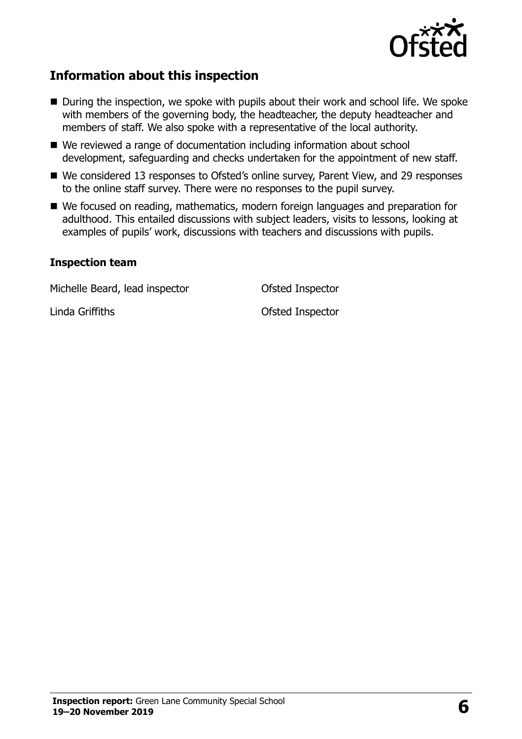## Information about this inspection

- During the inspection, we spoke with pupils about their work and school life. We spoke with members of the governing body, the headteacher, the deputy headteacher and members of staff. We also spoke with a representative of the local authority.
- We reviewed a range of documentation including information about school development, safeguarding and checks undertaken for the appointment of new staff.
- We considered 13 responses to Ofsted's online survey, Parent View, and 29 responses to the online staff survey. There were no responses to the pupil survey.
- We focused on reading, mathematics, modern foreign languages and preparation for adulthood. This entailed discussions with subject leaders, visits to lessons, looking at examples of pupils' work, discussions with teachers and discussions with pupils.

### Inspection team

| | |
|---|---|
| Michelle Beard, lead inspector | Ofsted Inspector |
| Linda Griffiths | Ofsted Inspector |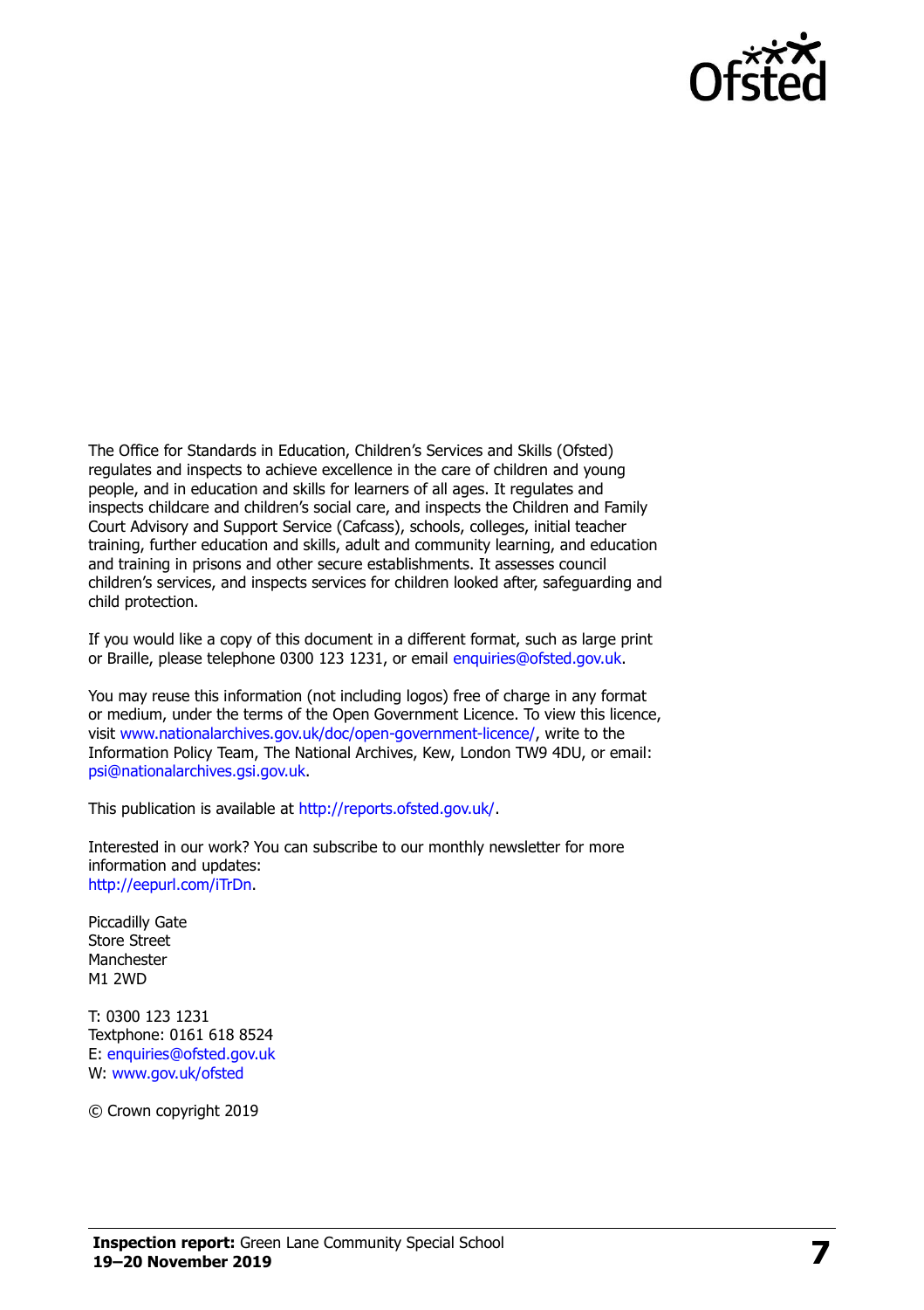The Office for Standards in Education, Children's Services and Skills (Ofsted) regulates and inspects to achieve excellence in the care of children and young people, and in education and skills for learners of all ages. It regulates and inspects childcare and children's social care, and inspects the Children and Family Court Advisory and Support Service (Cafcass), schools, colleges, initial teacher training, further education and skills, adult and community learning, and education and training in prisons and other secure establishments. It assesses council children's services, and inspects services for children looked after, safeguarding and child protection.

If you would like a copy of this document in a different format, such as large print or Braille, please telephone 0300 123 1231, or email enquiries@ofsted.gov.uk.

You may reuse this information (not including logos) free of charge in any format or medium, under the terms of the Open Government Licence. To view this licence, visit www.nationalarchives.gov.uk/doc/open-government-licence/, write to the Information Policy Team, The National Archives, Kew, London TW9 4DU, or email: psi@nationalarchives.gsi.gov.uk.

This publication is available at http://reports.ofsted.gov.uk/.

Interested in our work? You can subscribe to our monthly newsletter for more information and updates:
http://eepurl.com/iTrDn.

Piccadilly Gate
Store Street
Manchester
M1 2WD

T: 0300 123 1231
Textphone: 0161 618 8524
E: enquiries@ofsted.gov.uk
W: www.gov.uk/ofsted

© Crown copyright 2019